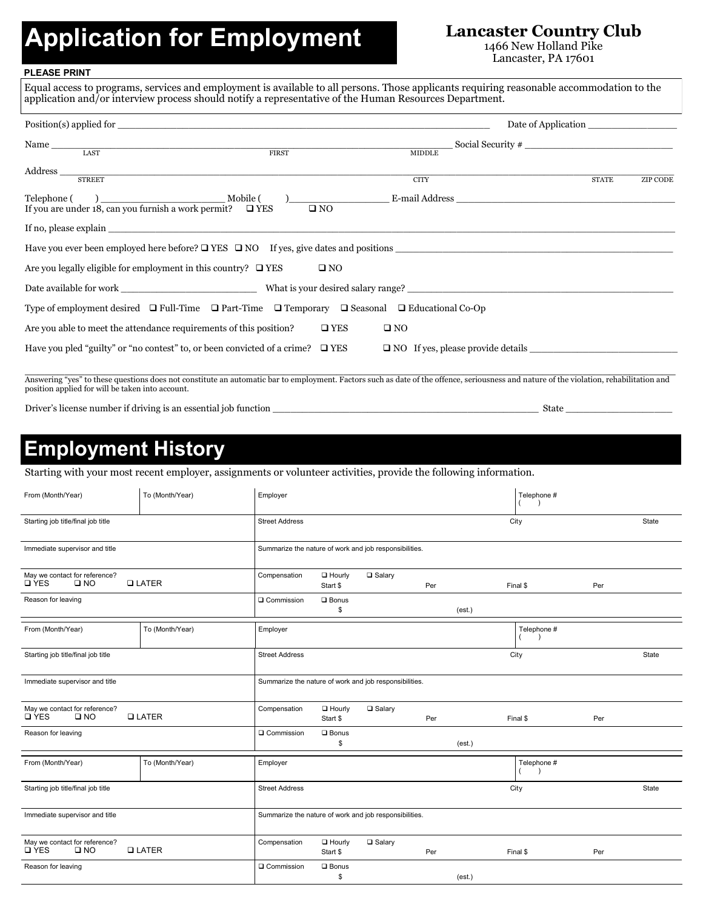# Application for Employment

**Lancaster Country Club**
1466 New Holland Pike
Lancaster, PA 17601

**PLEASE PRINT**

Equal access to programs, services and employment is available to all persons. Those applicants requiring reasonable accommodation to the application and/or interview process should notify a representative of the Human Resources Department.

Position(s) applied for ______________________________ Date of Application ______________

Name ______________________________ Social Security # ______________
LAST FIRST MIDDLE

Address ______________________________
STREET CITY STATE ZIP CODE

Telephone ( ) ______________ Mobile ( ) ______________ E-mail Address ______________

If you are under 18, can you furnish a work permit? ❑ YES ❑ NO

If no, please explain ______________________________

Have you ever been employed here before? ❑ YES ❑ NO If yes, give dates and positions ______________

Are you legally eligible for employment in this country? ❑ YES ❑ NO

Date available for work ______________ What is your desired salary range? ______________

Type of employment desired ❑ Full-Time ❑ Part-Time ❑ Temporary ❑ Seasonal ❑ Educational Co-Op

Are you able to meet the attendance requirements of this position? ❑ YES ❑ NO

Have you pled "guilty" or "no contest" to, or been convicted of a crime? ❑ YES ❑ NO If yes, please provide details ______________

______________________________

Answering "yes" to these questions does not constitute an automatic bar to employment. Factors such as date of the offence, seriousness and nature of the violation, rehabilitation and position applied for will be taken into account.

Driver's license number if driving is an essential job function ______________ State ______________

# Employment History

Starting with your most recent employer, assignments or volunteer activities, provide the following information.

| From (Month/Year) | To (Month/Year) | Employer | Telephone # ( ) |
|---|---|---|---|
| Starting job title/final job title | | Street Address City State | |
| Immediate supervisor and title | | Summarize the nature of work and job responsibilities. | |
| May we contact for reference? ❑ YES ❑ NO ❑ LATER | | Compensation ❑ Hourly ❑ Salary Start $ Per Final $ Per | |
| Reason for leaving | | ❑ Commission ❑ Bonus $ (est.) | |

| From (Month/Year) | To (Month/Year) | Employer | Telephone # ( ) |
|---|---|---|---|
| Starting job title/final job title | | Street Address City State | |
| Immediate supervisor and title | | Summarize the nature of work and job responsibilities. | |
| May we contact for reference? ❑ YES ❑ NO ❑ LATER | | Compensation ❑ Hourly ❑ Salary Start $ Per Final $ Per | |
| Reason for leaving | | ❑ Commission ❑ Bonus $ (est.) | |

| From (Month/Year) | To (Month/Year) | Employer | Telephone # ( ) |
|---|---|---|---|
| Starting job title/final job title | | Street Address City State | |
| Immediate supervisor and title | | Summarize the nature of work and job responsibilities. | |
| May we contact for reference? ❑ YES ❑ NO ❑ LATER | | Compensation ❑ Hourly ❑ Salary Start $ Per Final $ Per | |
| Reason for leaving | | ❑ Commission ❑ Bonus $ (est.) | |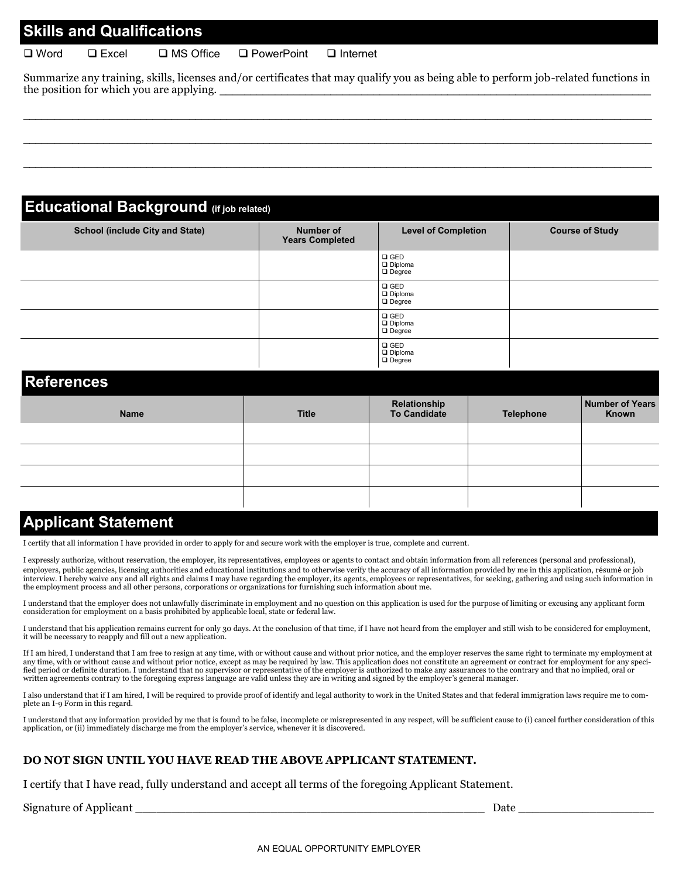## Skills and Qualifications

❑ Word ❑ Excel ❑ MS Office ❑ PowerPoint ❑ Internet

Summarize any training, skills, licenses and/or certificates that may qualify you as being able to perform job-related functions in the position for which you are applying. ______________________________________________________________

______________________________________________________________________________________________

______________________________________________________________________________________________

______________________________________________________________________________________________

## Educational Background (if job related)

| School (include City and State) | Number of Years Completed | Level of Completion | Course of Study |
|---|---|---|---|
| | | ❑ GED ❑ Diploma ❑ Degree | |
| | | ❑ GED ❑ Diploma ❑ Degree | |
| | | ❑ GED ❑ Diploma ❑ Degree | |
| | | ❑ GED ❑ Diploma ❑ Degree | |

## References

| Name | Title | Relationship To Candidate | Telephone | Number of Years Known |
|---|---|---|---|---|
| | | | | |
| | | | | |
| | | | | |
| | | | | |

## Applicant Statement

I certify that all information I have provided in order to apply for and secure work with the employer is true, complete and current.

I expressly authorize, without reservation, the employer, its representatives, employees or agents to contact and obtain information from all references (personal and professional), employers, public agencies, licensing authorities and educational institutions and to otherwise verify the accuracy of all information provided by me in this application, résumé or job interview. I hereby waive any and all rights and claims I may have regarding the employer, its agents, employees or representatives, for seeking, gathering and using such information in the employment process and all other persons, corporations or organizations for furnishing such information about me.

I understand that the employer does not unlawfully discriminate in employment and no question on this application is used for the purpose of limiting or excusing any applicant form consideration for employment on a basis prohibited by applicable local, state or federal law.

I understand that his application remains current for only 30 days. At the conclusion of that time, if I have not heard from the employer and still wish to be considered for employment, it will be necessary to reapply and fill out a new application.

If I am hired, I understand that I am free to resign at any time, with or without cause and without prior notice, and the employer reserves the same right to terminate my employment at any time, with or without cause and without prior notice, except as may be required by law. This application does not constitute an agreement or contract for employment for any specified period or definite duration. I understand that no supervisor or representative of the employer is authorized to make any assurances to the contrary and that no implied, oral or written agreements contrary to the foregoing express language are valid unless they are in writing and signed by the employer's general manager.

I also understand that if I am hired, I will be required to provide proof of identify and legal authority to work in the United States and that federal immigration laws require me to complete an I-9 Form in this regard.

I understand that any information provided by me that is found to be false, incomplete or misrepresented in any respect, will be sufficient cause to (i) cancel further consideration of this application, or (ii) immediately discharge me from the employer's service, whenever it is discovered.

**DO NOT SIGN UNTIL YOU HAVE READ THE ABOVE APPLICANT STATEMENT.**

I certify that I have read, fully understand and accept all terms of the foregoing Applicant Statement.

Signature of Applicant ____________________________________________ Date ___________________

AN EQUAL OPPORTUNITY EMPLOYER